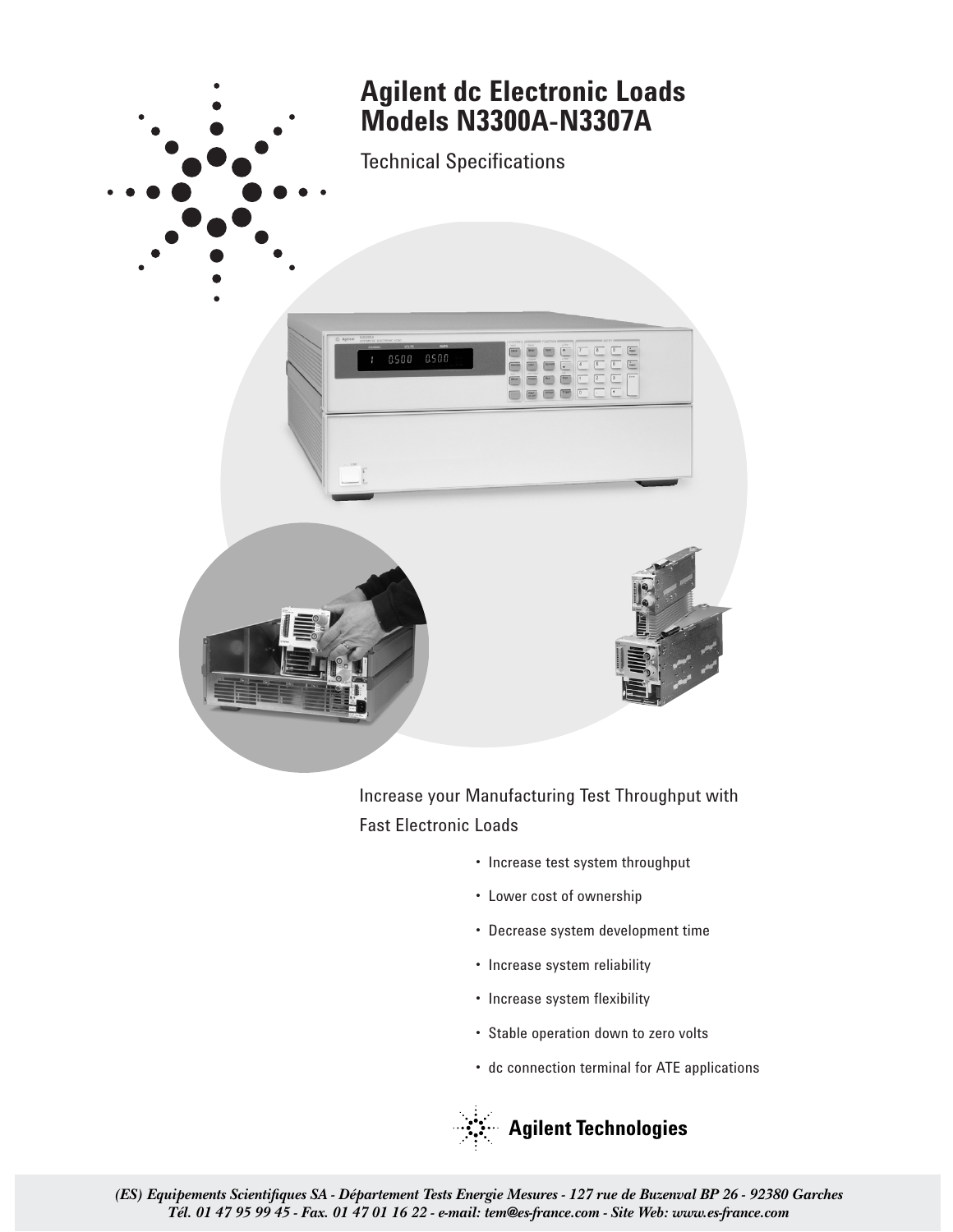# Agilent dc Electronic Loads Models N3300A-N3307A

Technical Specifications

Increase your Manufacturing Test Throughput with Fast Electronic Loads

- Increase test system throughput
- Lower cost of ownership
- Decrease system development time
- Increase system reliability
- Increase system flexibility
- Stable operation down to zero volts
- dc connection terminal for ATE applications

**Agilent Technologies**

***(ES) Equipements Scientifiques SA - Département Tests Energie Mesures - 127 rue de Buzenval BP 26 - 92380 Garches***
***Tél. 01 47 95 99 45 - Fax. 01 47 01 16 22 - e-mail: tem@es-france.com - Site Web: www.es-france.com***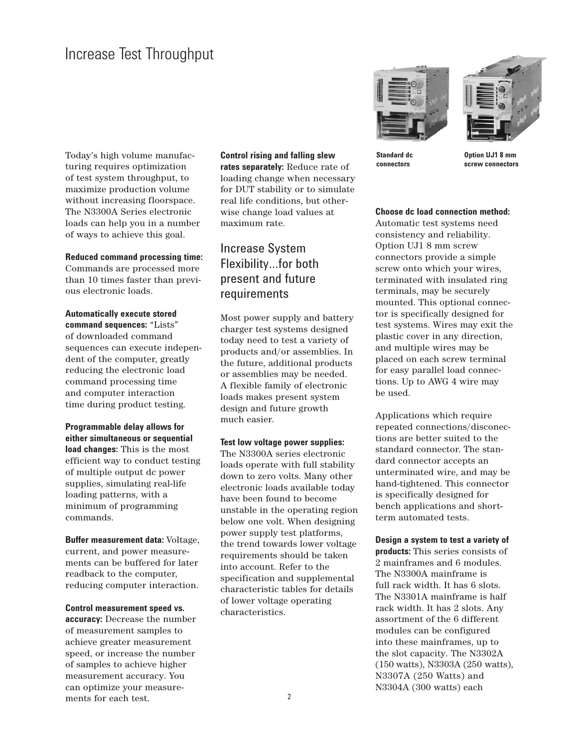# Increase Test Throughput

Today's high volume manufacturing requires optimization of test system throughput, to maximize production volume without increasing floorspace. The N3300A Series electronic loads can help you in a number of ways to achieve this goal.

**Reduced command processing time:** Commands are processed more than 10 times faster than previous electronic loads.

**Automatically execute stored command sequences:** "Lists" of downloaded command sequences can execute independent of the computer, greatly reducing the electronic load command processing time and computer interaction time during product testing.

**Programmable delay allows for either simultaneous or sequential load changes:** This is the most efficient way to conduct testing of multiple output dc power supplies, simulating real-life loading patterns, with a minimum of programming commands.

**Buffer measurement data:** Voltage, current, and power measurements can be buffered for later readback to the computer, reducing computer interaction.

**Control measurement speed vs. accuracy:** Decrease the number of measurement samples to achieve greater measurement speed, or increase the number of samples to achieve higher measurement accuracy. You can optimize your measurements for each test.

**Control rising and falling slew rates separately:** Reduce rate of loading change when necessary for DUT stability or to simulate real life conditions, but otherwise change load values at maximum rate.

## Increase System Flexibility...for both present and future requirements

Most power supply and battery charger test systems designed today need to test a variety of products and/or assemblies. In the future, additional products or assemblies may be needed. A flexible family of electronic loads makes present system design and future growth much easier.

**Test low voltage power supplies:** The N3300A series electronic loads operate with full stability down to zero volts. Many other electronic loads available today have been found to become unstable in the operating region below one volt. When designing power supply test platforms, the trend towards lower voltage requirements should be taken into account. Refer to the specification and supplemental characteristic tables for details of lower voltage operating characteristics.

**Standard dc connectors**

**Option UJ1 8 mm screw connectors**

**Choose dc load connection method:** Automatic test systems need consistency and reliability. Option UJ1 8 mm screw connectors provide a simple screw onto which your wires, terminated with insulated ring terminals, may be securely mounted. This optional connector is specifically designed for test systems. Wires may exit the plastic cover in any direction, and multiple wires may be placed on each screw terminal for easy parallel load connections. Up to AWG 4 wire may be used.

Applications which require repeated connections/disconections are better suited to the standard connector. The standard connector accepts an unterminated wire, and may be hand-tightened. This connector is specifically designed for bench applications and short-term automated tests.

**Design a system to test a variety of products:** This series consists of 2 mainframes and 6 modules. The N3300A mainframe is full rack width. It has 6 slots. The N3301A mainframe is half rack width. It has 2 slots. Any assortment of the 6 different modules can be configured into these mainframes, up to the slot capacity. The N3302A (150 watts), N3303A (250 watts), N3307A (250 Watts) and N3304A (300 watts) each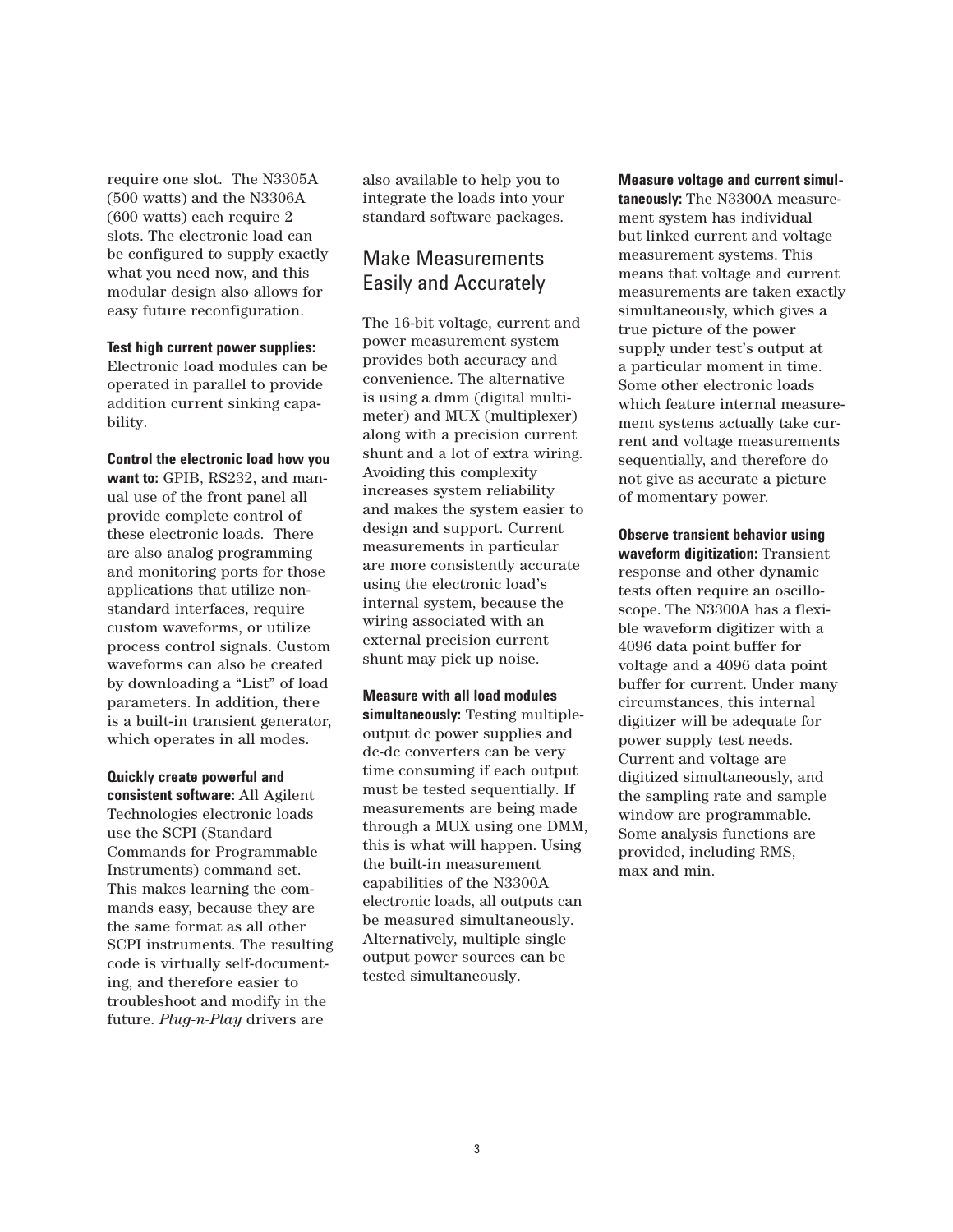require one slot. The N3305A (500 watts) and the N3306A (600 watts) each require 2 slots. The electronic load can be configured to supply exactly what you need now, and this modular design also allows for easy future reconfiguration.

**Test high current power supplies:** Electronic load modules can be operated in parallel to provide addition current sinking capability.

**Control the electronic load how you want to:** GPIB, RS232, and manual use of the front panel all provide complete control of these electronic loads. There are also analog programming and monitoring ports for those applications that utilize non-standard interfaces, require custom waveforms, or utilize process control signals. Custom waveforms can also be created by downloading a "List" of load parameters. In addition, there is a built-in transient generator, which operates in all modes.

**Quickly create powerful and consistent software:** All Agilent Technologies electronic loads use the SCPI (Standard Commands for Programmable Instruments) command set. This makes learning the commands easy, because they are the same format as all other SCPI instruments. The resulting code is virtually self-documenting, and therefore easier to troubleshoot and modify in the future. *Plug-n-Play* drivers are also available to help you to integrate the loads into your standard software packages.

## Make Measurements Easily and Accurately

The 16-bit voltage, current and power measurement system provides both accuracy and convenience. The alternative is using a dmm (digital multimeter) and MUX (multiplexer) along with a precision current shunt and a lot of extra wiring. Avoiding this complexity increases system reliability and makes the system easier to design and support. Current measurements in particular are more consistently accurate using the electronic load's internal system, because the wiring associated with an external precision current shunt may pick up noise.

**Measure with all load modules simultaneously:** Testing multiple-output dc power supplies and dc-dc converters can be very time consuming if each output must be tested sequentially. If measurements are being made through a MUX using one DMM, this is what will happen. Using the built-in measurement capabilities of the N3300A electronic loads, all outputs can be measured simultaneously. Alternatively, multiple single output power sources can be tested simultaneously.

**Measure voltage and current simultaneously:** The N3300A measurement system has individual but linked current and voltage measurement systems. This means that voltage and current measurements are taken exactly simultaneously, which gives a true picture of the power supply under test's output at a particular moment in time. Some other electronic loads which feature internal measurement systems actually take current and voltage measurements sequentially, and therefore do not give as accurate a picture of momentary power.

**Observe transient behavior using waveform digitization:** Transient response and other dynamic tests often require an oscilloscope. The N3300A has a flexible waveform digitizer with a 4096 data point buffer for voltage and a 4096 data point buffer for current. Under many circumstances, this internal digitizer will be adequate for power supply test needs. Current and voltage are digitized simultaneously, and the sampling rate and sample window are programmable. Some analysis functions are provided, including RMS, max and min.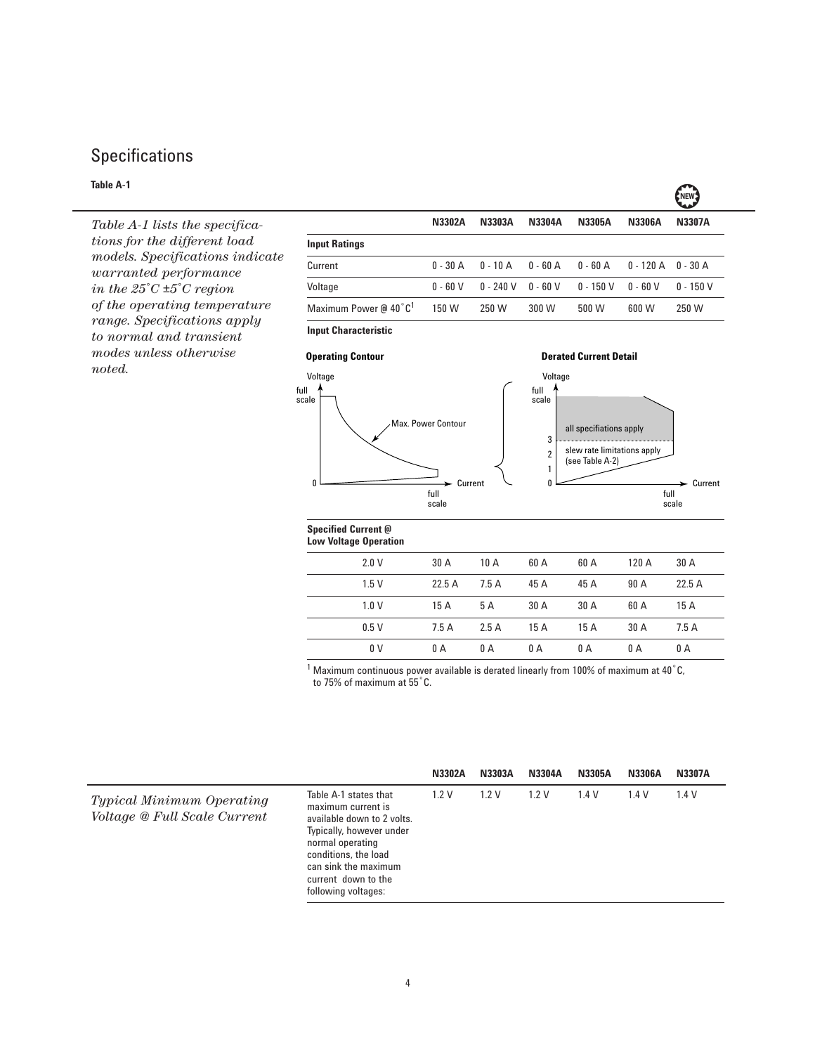# Specifications

**Table A-1**

*Table A-1 lists the specifications for the different load models. Specifications indicate warranted performance in the 25˚C ±5˚C region of the operating temperature range. Specifications apply to normal and transient modes unless otherwise noted.*

NEW

| | N3302A | N3303A | N3304A | N3305A | N3306A | N3307A |
|---|---|---|---|---|---|---|
| **Input Ratings** | | | | | | |
| Current | 0 - 30 A | 0 - 10 A | 0 - 60 A | 0 - 60 A | 0 - 120 A | 0 - 30 A |
| Voltage | 0 - 60 V | 0 - 240 V | 0 - 60 V | 0 - 150 V | 0 - 60 V | 0 - 150 V |
| Maximum Power @ 40˚C[1] | 150 W | 250 W | 300 W | 500 W | 600 W | 250 W |

**Input Characteristic**

**Operating Contour**

Voltage, full scale, Max. Power Contour, 0, Current, full scale

**Derated Current Detail**

Voltage, full scale, all specifiations apply, 3, 2, 1, 0, slew rate limitations apply (see Table A-2), Current, full scale

| **Specified Current @ Low Voltage Operation** | N3302A | N3303A | N3304A | N3305A | N3306A | N3307A |
|---|---|---|---|---|---|---|
| 2.0 V | 30 A | 10 A | 60 A | 60 A | 120 A | 30 A |
| 1.5 V | 22.5 A | 7.5 A | 45 A | 45 A | 90 A | 22.5 A |
| 1.0 V | 15 A | 5 A | 30 A | 30 A | 60 A | 15 A |
| 0.5 V | 7.5 A | 2.5 A | 15 A | 15 A | 30 A | 7.5 A |
| 0 V | 0 A | 0 A | 0 A | 0 A | 0 A | 0 A |

[1] Maximum continuous power available is derated linearly from 100% of maximum at 40˚C, to 75% of maximum at 55˚C.

| | | N3302A | N3303A | N3304A | N3305A | N3306A | N3307A |
|---|---|---|---|---|---|---|---|
| *Typical Minimum Operating Voltage @ Full Scale Current* | Table A-1 states that maximum current is available down to 2 volts. Typically, however under normal operating conditions, the load can sink the maximum current down to the following voltages: | 1.2 V | 1.2 V | 1.2 V | 1.4 V | 1.4 V | 1.4 V |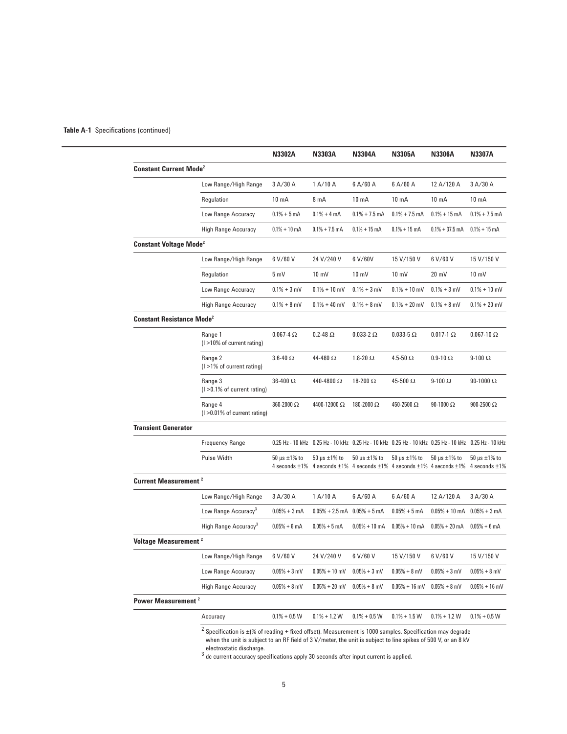**Table A-1** Specifications (continued)

| | | N3302A | N3303A | N3304A | N3305A | N3306A | N3307A |
|---|---|---|---|---|---|---|---|
| **Constant Current Mode**[2] | | | | | | | |
| | Low Range/High Range | 3 A/30 A | 1 A/10 A | 6 A/60 A | 6 A/60 A | 12 A/120 A | 3 A/30 A |
| | Regulation | 10 mA | 8 mA | 10 mA | 10 mA | 10 mA | 10 mA |
| | Low Range Accuracy | 0.1% + 5 mA | 0.1% + 4 mA | 0.1% + 7.5 mA | 0.1% + 7.5 mA | 0.1% + 15 mA | 0.1% + 7.5 mA |
| | High Range Accuracy | 0.1% + 10 mA | 0.1% + 7.5 mA | 0.1% + 15 mA | 0.1% + 15 mA | 0.1% + 37.5 mA | 0.1% + 15 mA |
| **Constant Voltage Mode**[2] | | | | | | | |
| | Low Range/High Range | 6 V/60 V | 24 V/240 V | 6 V/60V | 15 V/150 V | 6 V/60 V | 15 V/150 V |
| | Regulation | 5 mV | 10 mV | 10 mV | 10 mV | 20 mV | 10 mV |
| | Low Range Accuracy | 0.1% + 3 mV | 0.1% + 10 mV | 0.1% + 3 mV | 0.1% + 10 mV | 0.1% + 3 mV | 0.1% + 10 mV |
| | High Range Accuracy | 0.1% + 8 mV | 0.1% + 40 mV | 0.1% + 8 mV | 0.1% + 20 mV | 0.1% + 8 mV | 0.1% + 20 mV |
| **Constant Resistance Mode**[2] | | | | | | | |
| | Range 1 (I >10% of current rating) | 0.067-4 Ω | 0.2-48 Ω | 0.033-2 Ω | 0.033-5 Ω | 0.017-1 Ω | 0.067-10 Ω |
| | Range 2 (I >1% of current rating) | 3.6-40 Ω | 44-480 Ω | 1.8-20 Ω | 4.5-50 Ω | 0.9-10 Ω | 9-100 Ω |
| | Range 3 (I >0.1% of current rating) | 36-400 Ω | 440-4800 Ω | 18-200 Ω | 45-500 Ω | 9-100 Ω | 90-1000 Ω |
| | Range 4 (I >0.01% of current rating) | 360-2000 Ω | 4400-12000 Ω | 180-2000 Ω | 450-2500 Ω | 90-1000 Ω | 900-2500 Ω |
| **Transient Generator** | | | | | | | |
| | Frequency Range | 0.25 Hz - 10 kHz | 0.25 Hz - 10 kHz | 0.25 Hz - 10 kHz | 0.25 Hz - 10 kHz | 0.25 Hz - 10 kHz | 0.25 Hz - 10 kHz |
| | Pulse Width | 50 μs ±1% to 4 seconds ±1% | 50 μs ±1% to 4 seconds ±1% | 50 μs ±1% to 4 seconds ±1% | 50 μs ±1% to 4 seconds ±1% | 50 μs ±1% to 4 seconds ±1% | 50 μs ±1% to 4 seconds ±1% |
| **Current Measurement**[2] | | | | | | | |
| | Low Range/High Range | 3 A/30 A | 1 A/10 A | 6 A/60 A | 6 A/60 A | 12 A/120 A | 3 A/30 A |
| | Low Range Accuracy[3] | 0.05% + 3 mA | 0.05% + 2.5 mA | 0.05% + 5 mA | 0.05% + 5 mA | 0.05% + 10 mA | 0.05% + 3 mA |
| | High Range Accuracy[3] | 0.05% + 6 mA | 0.05% + 5 mA | 0.05% + 10 mA | 0.05% + 10 mA | 0.05% + 20 mA | 0.05% + 6 mA |
| **Voltage Measurement**[2] | | | | | | | |
| | Low Range/High Range | 6 V/60 V | 24 V/240 V | 6 V/60 V | 15 V/150 V | 6 V/60 V | 15 V/150 V |
| | Low Range Accuracy | 0.05% + 3 mV | 0.05% + 10 mV | 0.05% + 3 mV | 0.05% + 8 mV | 0.05% + 3 mV | 0.05% + 8 mV |
| | High Range Accuracy | 0.05% + 8 mV | 0.05% + 20 mV | 0.05% + 8 mV | 0.05% + 16 mV | 0.05% + 8 mV | 0.05% + 16 mV |
| **Power Measurement**[2] | | | | | | | |
| | Accuracy | 0.1% + 0.5 W | 0.1% + 1.2 W | 0.1% + 0.5 W | 0.1% + 1.5 W | 0.1% + 1.2 W | 0.1% + 0.5 W |

[2] Specification is ±(% of reading + fixed offset). Measurement is 1000 samples. Specification may degrade when the unit is subject to an RF field of 3 V/meter, the unit is subject to line spikes of 500 V, or an 8 kV electrostatic discharge.

[3] dc current accuracy specifications apply 30 seconds after input current is applied.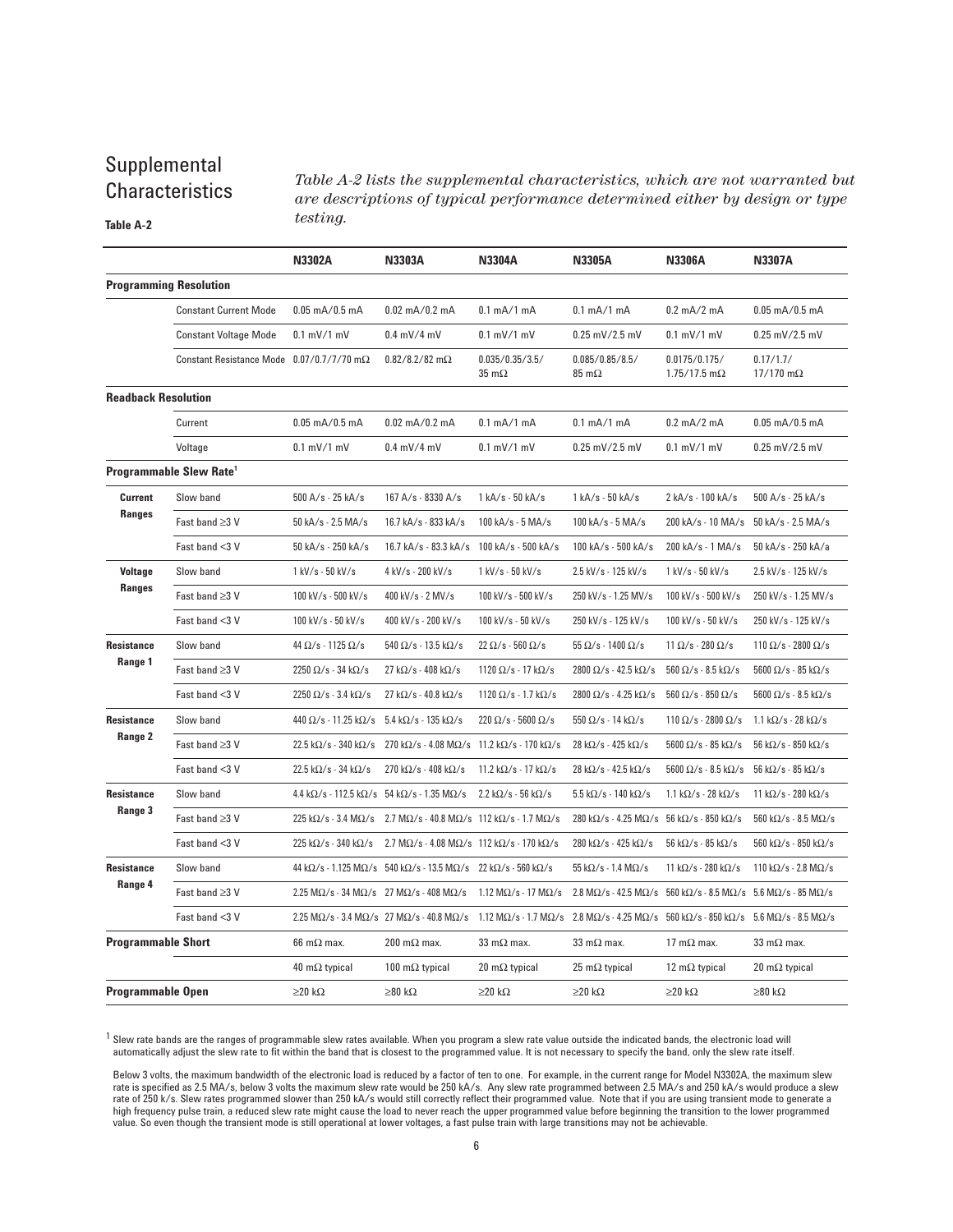## Supplemental Characteristics

*Table A-2 lists the supplemental characteristics, which are not warranted but are descriptions of typical performance determined either by design or type testing.*

**Table A-2**

| | | N3302A | N3303A | N3304A | N3305A | N3306A | N3307A |
|---|---|---|---|---|---|---|---|
| **Programming Resolution** | | | | | | | |
| | Constant Current Mode | 0.05 mA/0.5 mA | 0.02 mA/0.2 mA | 0.1 mA/1 mA | 0.1 mA/1 mA | 0.2 mA/2 mA | 0.05 mA/0.5 mA |
| | Constant Voltage Mode | 0.1 mV/1 mV | 0.4 mV/4 mV | 0.1 mV/1 mV | 0.25 mV/2.5 mV | 0.1 mV/1 mV | 0.25 mV/2.5 mV |
| | Constant Resistance Mode | 0.07/0.7/7/70 mΩ | 0.82/8.2/82 mΩ | 0.035/0.35/3.5/ 35 mΩ | 0.085/0.85/8.5/ 85 mΩ | 0.0175/0.175/ 1.75/17.5 mΩ | 0.17/1.7/ 17/170 mΩ |
| **Readback Resolution** | | | | | | | |
| | Current | 0.05 mA/0.5 mA | 0.02 mA/0.2 mA | 0.1 mA/1 mA | 0.1 mA/1 mA | 0.2 mA/2 mA | 0.05 mA/0.5 mA |
| | Voltage | 0.1 mV/1 mV | 0.4 mV/4 mV | 0.1 mV/1 mV | 0.25 mV/2.5 mV | 0.1 mV/1 mV | 0.25 mV/2.5 mV |
| **Programmable Slew Rate[1]** | | | | | | | |
| **Current Ranges** | Slow band | 500 A/s - 25 kA/s | 167 A/s - 8330 A/s | 1 kA/s - 50 kA/s | 1 kA/s - 50 kA/s | 2 kA/s - 100 kA/s | 500 A/s - 25 kA/s |
| | Fast band ≥3 V | 50 kA/s - 2.5 MA/s | 16.7 kA/s - 833 kA/s | 100 kA/s - 5 MA/s | 100 kA/s - 5 MA/s | 200 kA/s - 10 MA/s | 50 kA/s - 2.5 MA/s |
| | Fast band <3 V | 50 kA/s - 250 kA/s | 16.7 kA/s - 83.3 kA/s | 100 kA/s - 500 kA/s | 100 kA/s - 500 kA/s | 200 kA/s - 1 MA/s | 50 kA/s - 250 kA/a |
| **Voltage Ranges** | Slow band | 1 kV/s - 50 kV/s | 4 kV/s - 200 kV/s | 1 kV/s - 50 kV/s | 2.5 kV/s - 125 kV/s | 1 kV/s - 50 kV/s | 2.5 kV/s - 125 kV/s |
| | Fast band ≥3 V | 100 kV/s - 500 kV/s | 400 kV/s - 2 MV/s | 100 kV/s - 500 kV/s | 250 kV/s - 1.25 MV/s | 100 kV/s - 500 kV/s | 250 kV/s - 1.25 MV/s |
| | Fast band <3 V | 100 kV/s - 50 kV/s | 400 kV/s - 200 kV/s | 100 kV/s - 50 kV/s | 250 kV/s - 125 kV/s | 100 kV/s - 50 kV/s | 250 kV/s - 125 kV/s |
| **Resistance Range 1** | Slow band | 44 Ω/s - 1125 Ω/s | 540 Ω/s - 13.5 kΩ/s | 22 Ω/s - 560 Ω/s | 55 Ω/s - 1400 Ω/s | 11 Ω/s - 280 Ω/s | 110 Ω/s - 2800 Ω/s |
| | Fast band ≥3 V | 2250 Ω/s - 34 kΩ/s | 27 kΩ/s - 408 kΩ/s | 1120 Ω/s - 17 kΩ/s | 2800 Ω/s - 42.5 kΩ/s | 560 Ω/s - 8.5 kΩ/s | 5600 Ω/s - 85 kΩ/s |
| | Fast band <3 V | 2250 Ω/s - 3.4 kΩ/s | 27 kΩ/s - 40.8 kΩ/s | 1120 Ω/s - 1.7 kΩ/s | 2800 Ω/s - 4.25 kΩ/s | 560 Ω/s - 850 Ω/s | 5600 Ω/s - 8.5 kΩ/s |
| **Resistance Range 2** | Slow band | 440 Ω/s - 11.25 kΩ/s | 5.4 kΩ/s - 135 kΩ/s | 220 Ω/s - 5600 Ω/s | 550 Ω/s - 14 kΩ/s | 110 Ω/s - 2800 Ω/s | 1.1 kΩ/s - 28 kΩ/s |
| | Fast band ≥3 V | 22.5 kΩ/s - 340 kΩ/s | 270 kΩ/s - 4.08 MΩ/s | 11.2 kΩ/s - 170 kΩ/s | 28 kΩ/s - 425 kΩ/s | 5600 Ω/s - 85 kΩ/s | 56 kΩ/s - 850 kΩ/s |
| | Fast band <3 V | 22.5 kΩ/s - 34 kΩ/s | 270 kΩ/s - 408 kΩ/s | 11.2 kΩ/s - 17 kΩ/s | 28 kΩ/s - 42.5 kΩ/s | 5600 Ω/s - 8.5 kΩ/s | 56 kΩ/s - 85 kΩ/s |
| **Resistance Range 3** | Slow band | 4.4 kΩ/s - 112.5 kΩ/s | 54 kΩ/s - 1.35 MΩ/s | 2.2 kΩ/s - 56 kΩ/s | 5.5 kΩ/s - 140 kΩ/s | 1.1 kΩ/s - 28 kΩ/s | 11 kΩ/s - 280 kΩ/s |
| | Fast band ≥3 V | 225 kΩ/s - 3.4 MΩ/s | 2.7 MΩ/s - 40.8 MΩ/s | 112 kΩ/s - 1.7 MΩ/s | 280 kΩ/s - 4.25 MΩ/s | 56 kΩ/s - 850 kΩ/s | 560 kΩ/s - 8.5 MΩ/s |
| | Fast band <3 V | 225 kΩ/s - 340 kΩ/s | 2.7 MΩ/s - 4.08 MΩ/s | 112 kΩ/s - 170 kΩ/s | 280 kΩ/s - 425 kΩ/s | 56 kΩ/s - 85 kΩ/s | 560 kΩ/s - 850 kΩ/s |
| **Resistance Range 4** | Slow band | 44 kΩ/s - 1.125 MΩ/s | 540 kΩ/s - 13.5 MΩ/s | 22 kΩ/s - 560 kΩ/s | 55 kΩ/s - 1.4 MΩ/s | 11 kΩ/s - 280 kΩ/s | 110 kΩ/s - 2.8 MΩ/s |
| | Fast band ≥3 V | 2.25 MΩ/s - 34 MΩ/s | 27 MΩ/s - 408 MΩ/s | 1.12 MΩ/s - 17 MΩ/s | 2.8 MΩ/s - 42.5 MΩ/s | 560 kΩ/s - 8.5 MΩ/s | 5.6 MΩ/s - 85 MΩ/s |
| | Fast band <3 V | 2.25 MΩ/s - 3.4 MΩ/s | 27 MΩ/s - 40.8 MΩ/s | 1.12 MΩ/s - 1.7 MΩ/s | 2.8 MΩ/s - 4.25 MΩ/s | 560 kΩ/s - 850 kΩ/s | 5.6 MΩ/s - 8.5 MΩ/s |
| **Programmable Short** | | 66 mΩ max. | 200 mΩ max. | 33 mΩ max. | 33 mΩ max. | 17 mΩ max. | 33 mΩ max. |
| | | 40 mΩ typical | 100 mΩ typical | 20 mΩ typical | 25 mΩ typical | 12 mΩ typical | 20 mΩ typical |
| **Programmable Open** | | ≥20 kΩ | ≥80 kΩ | ≥20 kΩ | ≥20 kΩ | ≥20 kΩ | ≥80 kΩ |

[1] Slew rate bands are the ranges of programmable slew rates available. When you program a slew rate value outside the indicated bands, the electronic load will automatically adjust the slew rate to fit within the band that is closest to the programmed value. It is not necessary to specify the band, only the slew rate itself.

Below 3 volts, the maximum bandwidth of the electronic load is reduced by a factor of ten to one. For example, in the current range for Model N3302A, the maximum slew rate is specified as 2.5 MA/s, below 3 volts the maximum slew rate would be 250 kA/s. Any slew rate programmed between 2.5 MA/s and 250 kA/s would produce a slew rate of 250 k/s. Slew rates programmed slower than 250 kA/s would still correctly reflect their programmed value. Note that if you are using transient mode to generate a high frequency pulse train, a reduced slew rate might cause the load to never reach the upper programmed value before beginning the transition to the lower programmed value. So even though the transient mode is still operational at lower voltages, a fast pulse train with large transitions may not be achievable.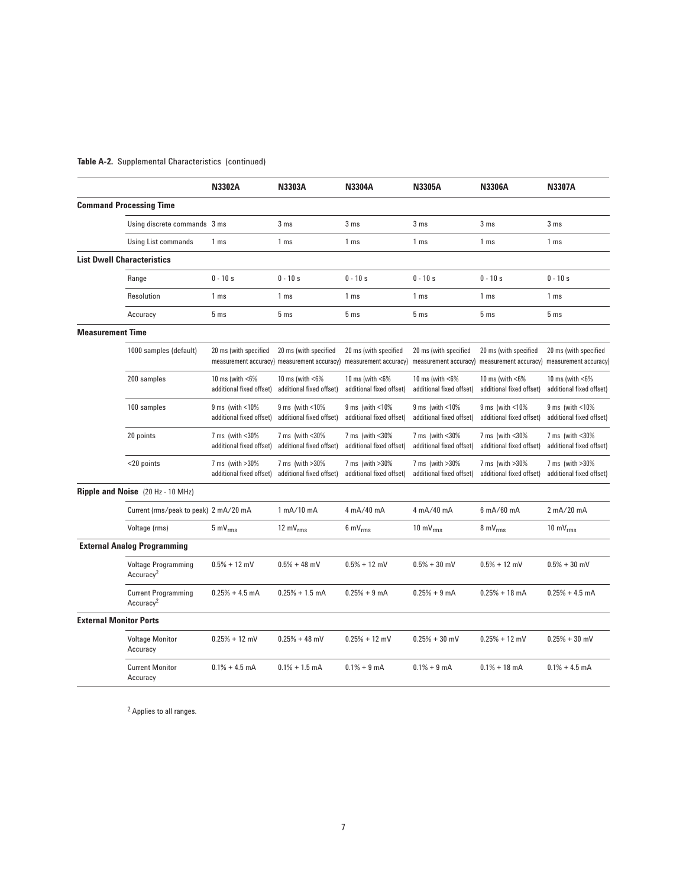**Table A-2.** Supplemental Characteristics (continued)

| | N3302A | N3303A | N3304A | N3305A | N3306A | N3307A |
|---|---|---|---|---|---|---|
| **Command Processing Time** | | | | | | |
| Using discrete commands | 3 ms | 3 ms | 3 ms | 3 ms | 3 ms | 3 ms |
| Using List commands | 1 ms | 1 ms | 1 ms | 1 ms | 1 ms | 1 ms |
| **List Dwell Characteristics** | | | | | | |
| Range | 0 - 10 s | 0 - 10 s | 0 - 10 s | 0 - 10 s | 0 - 10 s | 0 - 10 s |
| Resolution | 1 ms | 1 ms | 1 ms | 1 ms | 1 ms | 1 ms |
| Accuracy | 5 ms | 5 ms | 5 ms | 5 ms | 5 ms | 5 ms |
| **Measurement Time** | | | | | | |
| 1000 samples (default) | 20 ms (with specified measurement accuracy) | 20 ms (with specified measurement accuracy) | 20 ms (with specified measurement accuracy) | 20 ms (with specified measurement accuracy) | 20 ms (with specified measurement accuracy) | 20 ms (with specified measurement accuracy) |
| 200 samples | 10 ms (with <6% additional fixed offset) | 10 ms (with <6% additional fixed offset) | 10 ms (with <6% additional fixed offset) | 10 ms (with <6% additional fixed offset) | 10 ms (with <6% additional fixed offset) | 10 ms (with <6% additional fixed offset) |
| 100 samples | 9 ms (with <10% additional fixed offset) | 9 ms (with <10% additional fixed offset) | 9 ms (with <10% additional fixed offset) | 9 ms (with <10% additional fixed offset) | 9 ms (with <10% additional fixed offset) | 9 ms (with <10% additional fixed offset) |
| 20 points | 7 ms (with <30% additional fixed offset) | 7 ms (with <30% additional fixed offset) | 7 ms (with <30% additional fixed offset) | 7 ms (with <30% additional fixed offset) | 7 ms (with <30% additional fixed offset) | 7 ms (with <30% additional fixed offset) |
| <20 points | 7 ms (with >30% additional fixed offset) | 7 ms (with >30% additional fixed offset) | 7 ms (with >30% additional fixed offset) | 7 ms (with >30% additional fixed offset) | 7 ms (with >30% additional fixed offset) | 7 ms (with >30% additional fixed offset) |
| **Ripple and Noise** (20 Hz - 10 MHz) | | | | | | |
| Current (rms/peak to peak) | 2 mA/20 mA | 1 mA/10 mA | 4 mA/40 mA | 4 mA/40 mA | 6 mA/60 mA | 2 mA/20 mA |
| Voltage (rms) | 5 $mV_{rms}$ | 12 $mV_{rms}$ | 6 $mV_{rms}$ | 10 $mV_{rms}$ | 8 $mV_{rms}$ | 10 $mV_{rms}$ |
| **External Analog Programming** | | | | | | |
| Voltage Programming Accuracy[2] | 0.5% + 12 mV | 0.5% + 48 mV | 0.5% + 12 mV | 0.5% + 30 mV | 0.5% + 12 mV | 0.5% + 30 mV |
| Current Programming Accuracy[2] | 0.25% + 4.5 mA | 0.25% + 1.5 mA | 0.25% + 9 mA | 0.25% + 9 mA | 0.25% + 18 mA | 0.25% + 4.5 mA |
| **External Monitor Ports** | | | | | | |
| Voltage Monitor Accuracy | 0.25% + 12 mV | 0.25% + 48 mV | 0.25% + 12 mV | 0.25% + 30 mV | 0.25% + 12 mV | 0.25% + 30 mV |
| Current Monitor Accuracy | 0.1% + 4.5 mA | 0.1% + 1.5 mA | 0.1% + 9 mA | 0.1% + 9 mA | 0.1% + 18 mA | 0.1% + 4.5 mA |

[2] Applies to all ranges.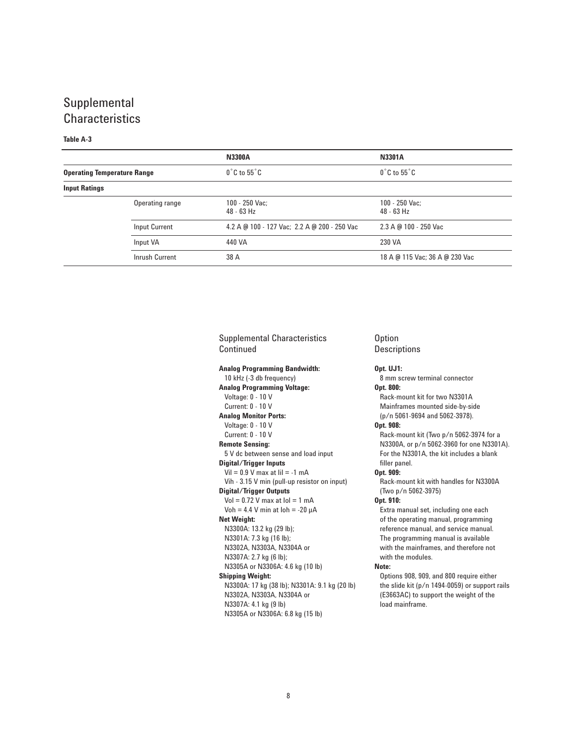# Supplemental Characteristics

**Table A-3**

| | | N3300A | N3301A |
|---|---|---|---|
| **Operating Temperature Range** | | 0˚C to 55˚C | 0˚C to 55˚C |
| **Input Ratings** | | | |
| | Operating range | 100 - 250 Vac; 48 - 63 Hz | 100 - 250 Vac; 48 - 63 Hz |
| | Input Current | 4.2 A @ 100 - 127 Vac; 2.2 A @ 200 - 250 Vac | 2.3 A @ 100 - 250 Vac |
| | Input VA | 440 VA | 230 VA |
| | Inrush Current | 38 A | 18 A @ 115 Vac; 36 A @ 230 Vac |

## Supplemental Characteristics Continued

**Analog Programming Bandwidth:**
10 kHz (-3 db frequency)

**Analog Programming Voltage:**
Voltage: 0 - 10 V
Current: 0 - 10 V

**Analog Monitor Ports:**
Voltage: 0 - 10 V
Current: 0 - 10 V

**Remote Sensing:**
5 V dc between sense and load input

**Digital/Trigger Inputs**
Vil = 0.9 V max at Iil = -1 mA
Vih - 3.15 V min (pull-up resistor on input)

**Digital/Trigger Outputs**
Vol = 0.72 V max at Iol = 1 mA
Voh = 4.4 V min at Ioh = -20 µA

**Net Weight:**
N3300A: 13.2 kg (29 lb);
N3301A: 7.3 kg (16 lb);
N3302A, N3303A, N3304A or
N3307A: 2.7 kg (6 lb);
N3305A or N3306A: 4.6 kg (10 lb)

**Shipping Weight:**
N3300A: 17 kg (38 lb); N3301A: 9.1 kg (20 lb)
N3302A, N3303A, N3304A or
N3307A: 4.1 kg (9 lb)
N3305A or N3306A: 6.8 kg (15 lb)

## Option Descriptions

**Opt. UJ1:**
8 mm screw terminal connector

**Opt. 800:**
Rack-mount kit for two N3301A Mainframes mounted side-by-side (p/n 5061-9694 and 5062-3978).

**Opt. 908:**
Rack-mount kit (Two p/n 5062-3974 for a N3300A, or p/n 5062-3960 for one N3301A). For the N3301A, the kit includes a blank filler panel.

**Opt. 909:**
Rack-mount kit with handles for N3300A (Two p/n 5062-3975)

**Opt. 910:**
Extra manual set, including one each of the operating manual, programming reference manual, and service manual. The programming manual is available with the mainframes, and therefore not with the modules.

**Note:**
Options 908, 909, and 800 require either the slide kit (p/n 1494-0059) or support rails (E3663AC) to support the weight of the load mainframe.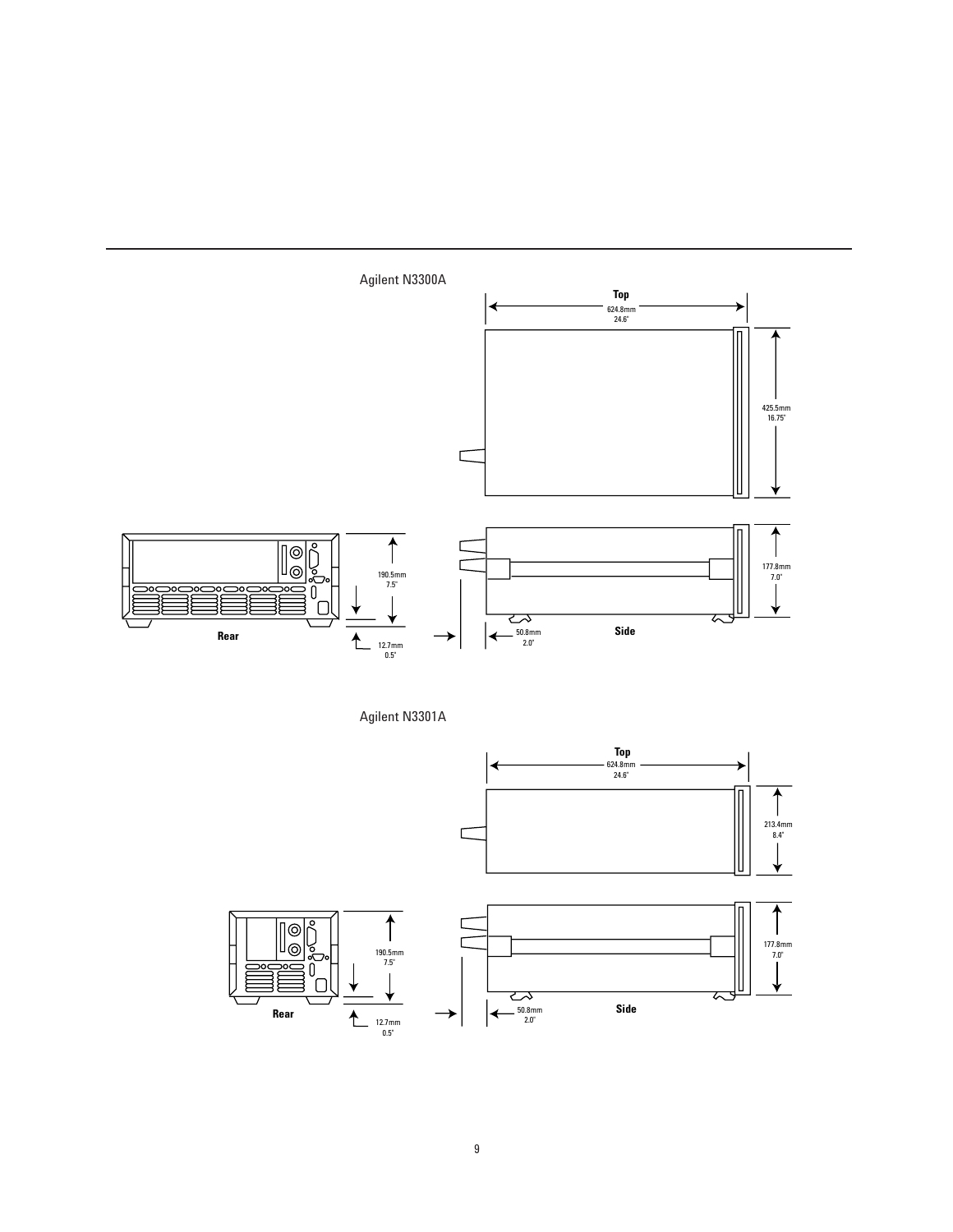Agilent N3300A

Top

624.8mm
24.6"

425.5mm
16.75"

190.5mm
7.5"

177.8mm
7.0"

Rear

12.7mm
0.5"

50.8mm
2.0"

Side

Agilent N3301A

Top

624.8mm
24.6"

213.4mm
8.4"

190.5mm
7.5"

177.8mm
7.0"

Rear

12.7mm
0.5"

50.8mm
2.0"

Side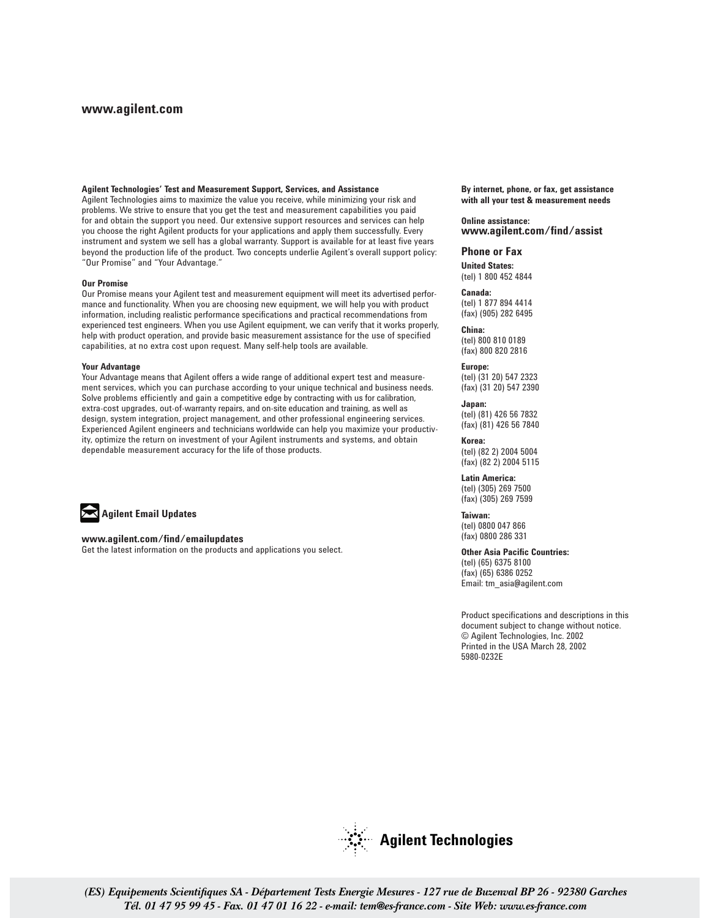**www.agilent.com**

**Agilent Technologies' Test and Measurement Support, Services, and Assistance**

Agilent Technologies aims to maximize the value you receive, while minimizing your risk and problems. We strive to ensure that you get the test and measurement capabilities you paid for and obtain the support you need. Our extensive support resources and services can help you choose the right Agilent products for your applications and apply them successfully. Every instrument and system we sell has a global warranty. Support is available for at least five years beyond the production life of the product. Two concepts underlie Agilent's overall support policy: "Our Promise" and "Your Advantage."

**Our Promise**

Our Promise means your Agilent test and measurement equipment will meet its advertised performance and functionality. When you are choosing new equipment, we will help you with product information, including realistic performance specifications and practical recommendations from experienced test engineers. When you use Agilent equipment, we can verify that it works properly, help with product operation, and provide basic measurement assistance for the use of specified capabilities, at no extra cost upon request. Many self-help tools are available.

**Your Advantage**

Your Advantage means that Agilent offers a wide range of additional expert test and measurement services, which you can purchase according to your unique technical and business needs. Solve problems efficiently and gain a competitive edge by contracting with us for calibration, extra-cost upgrades, out-of-warranty repairs, and on-site education and training, as well as design, system integration, project management, and other professional engineering services. Experienced Agilent engineers and technicians worldwide can help you maximize your productivity, optimize the return on investment of your Agilent instruments and systems, and obtain dependable measurement accuracy for the life of those products.

**Agilent Email Updates**

**www.agilent.com/find/emailupdates**
Get the latest information on the products and applications you select.

**By internet, phone, or fax, get assistance with all your test & measurement needs**

**Online assistance:**
**www.agilent.com/find/assist**

**Phone or Fax**

**United States:**
(tel) 1 800 452 4844

**Canada:**
(tel) 1 877 894 4414
(fax) (905) 282 6495

**China:**
(tel) 800 810 0189
(fax) 800 820 2816

**Europe:**
(tel) (31 20) 547 2323
(fax) (31 20) 547 2390

**Japan:**
(tel) (81) 426 56 7832
(fax) (81) 426 56 7840

**Korea:**
(tel) (82 2) 2004 5004
(fax) (82 2) 2004 5115

**Latin America:**
(tel) (305) 269 7500
(fax) (305) 269 7599

**Taiwan:**
(tel) 0800 047 866
(fax) 0800 286 331

**Other Asia Pacific Countries:**
(tel) (65) 6375 8100
(fax) (65) 6386 0252
Email: tm_asia@agilent.com

Product specifications and descriptions in this document subject to change without notice.
© Agilent Technologies, Inc. 2002
Printed in the USA March 28, 2002
5980-0232E

**Agilent Technologies**

***(ES) Equipements Scientifiques SA - Département Tests Energie Mesures - 127 rue de Buzenval BP 26 - 92380 Garches***
***Tél. 01 47 95 99 45 - Fax. 01 47 01 16 22 - e-mail: tem@es-france.com - Site Web: www.es-france.com***